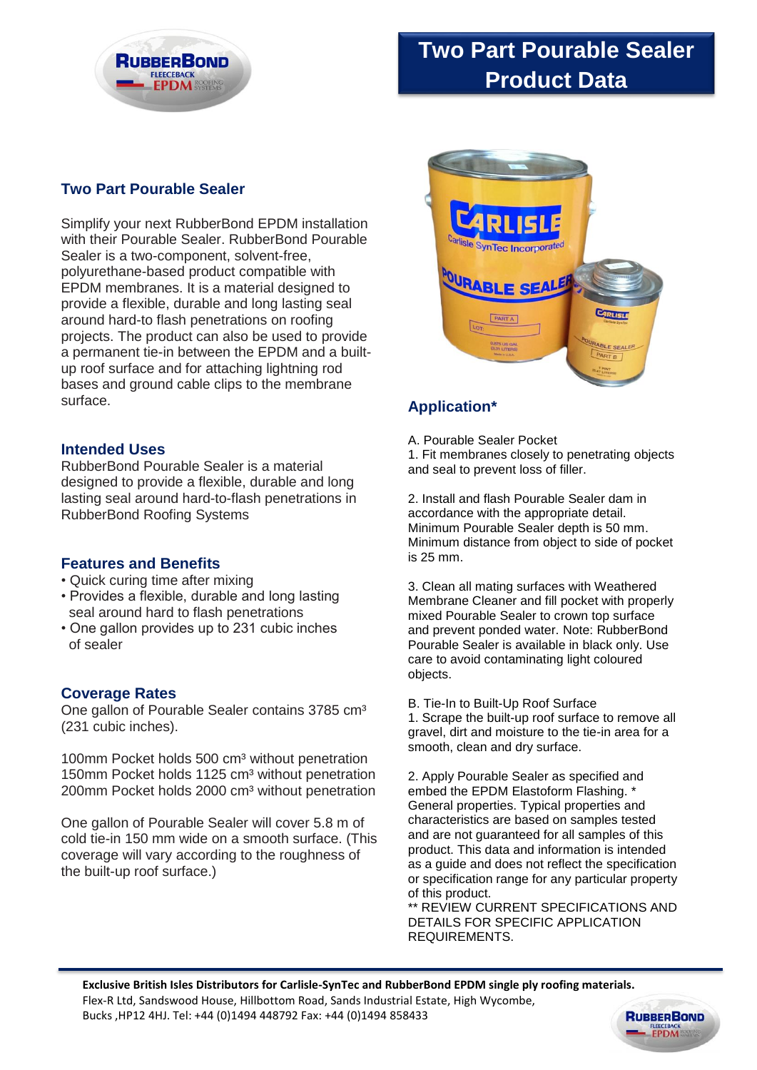# Two Part Pourable Sealer Product Data

## Two Part Pourable Sealer

Simplify your next RubberBond EPDM installation with their Pourable Sealer. RubberBond Pourable Sealer is a two-component, solvent-free, polyurethane-based product compatible with EPDM membranes. It is a material designed to provide a flexible, durable and long lasting seal around hard-to flash penetrations on roofing projects. The product can also be used to provide a permanent tie-in between the EPDM and a built-up roof surface and for attaching lightning rod bases and ground cable clips to the membrane surface.

## Intended Uses

RubberBond Pourable Sealer is a material designed to provide a flexible, durable and long lasting seal around hard-to-flash penetrations in RubberBond Roofing Systems

## Features and Benefits

- Quick curing time after mixing
- Provides a flexible, durable and long lasting seal around hard to flash penetrations
- One gallon provides up to 231 cubic inches of sealer

## Coverage Rates

One gallon of Pourable Sealer contains 3785 cm³ (231 cubic inches).

100mm Pocket holds 500 cm³ without penetration
150mm Pocket holds 1125 cm³ without penetration
200mm Pocket holds 2000 cm³ without penetration

One gallon of Pourable Sealer will cover 5.8 m of cold tie-in 150 mm wide on a smooth surface. (This coverage will vary according to the roughness of the built-up roof surface.)

## Application*

A. Pourable Sealer Pocket

1. Fit membranes closely to penetrating objects and seal to prevent loss of filler.

2. Install and flash Pourable Sealer dam in accordance with the appropriate detail. Minimum Pourable Sealer depth is 50 mm. Minimum distance from object to side of pocket is 25 mm.

3. Clean all mating surfaces with Weathered Membrane Cleaner and fill pocket with properly mixed Pourable Sealer to crown top surface and prevent ponded water. Note: RubberBond Pourable Sealer is available in black only. Use care to avoid contaminating light coloured objects.

B. Tie-In to Built-Up Roof Surface

1. Scrape the built-up roof surface to remove all gravel, dirt and moisture to the tie-in area for a smooth, clean and dry surface.

2. Apply Pourable Sealer as specified and embed the EPDM Elastoform Flashing. * General properties. Typical properties and characteristics are based on samples tested and are not guaranteed for all samples of this product. This data and information is intended as a guide and does not reflect the specification or specification range for any particular property of this product.

** REVIEW CURRENT SPECIFICATIONS AND DETAILS FOR SPECIFIC APPLICATION REQUIREMENTS.

**Exclusive British Isles Distributors for Carlisle-SynTec and RubberBond EPDM single ply roofing materials.**
Flex-R Ltd, Sandswood House, Hillbottom Road, Sands Industrial Estate, High Wycombe, Bucks ,HP12 4HJ. Tel: +44 (0)1494 448792 Fax: +44 (0)1494 858433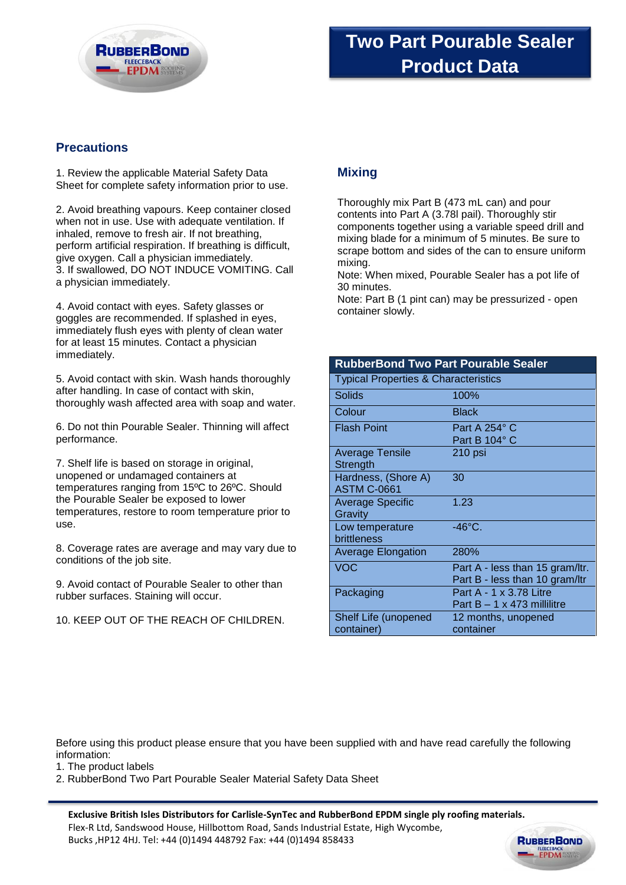# Two Part Pourable Sealer Product Data

## Precautions

1. Review the applicable Material Safety Data Sheet for complete safety information prior to use.

2. Avoid breathing vapours. Keep container closed when not in use. Use with adequate ventilation. If inhaled, remove to fresh air. If not breathing, perform artificial respiration. If breathing is difficult, give oxygen. Call a physician immediately.
3. If swallowed, DO NOT INDUCE VOMITING. Call a physician immediately.

4. Avoid contact with eyes. Safety glasses or goggles are recommended. If splashed in eyes, immediately flush eyes with plenty of clean water for at least 15 minutes. Contact a physician immediately.

5. Avoid contact with skin. Wash hands thoroughly after handling. In case of contact with skin, thoroughly wash affected area with soap and water.

6. Do not thin Pourable Sealer. Thinning will affect performance.

7. Shelf life is based on storage in original, unopened or undamaged containers at temperatures ranging from 15ºC to 26ºC. Should the Pourable Sealer be exposed to lower temperatures, restore to room temperature prior to use.

8. Coverage rates are average and may vary due to conditions of the job site.

9. Avoid contact of Pourable Sealer to other than rubber surfaces. Staining will occur.

10. KEEP OUT OF THE REACH OF CHILDREN.

## Mixing

Thoroughly mix Part B (473 mL can) and pour contents into Part A (3.78l pail). Thoroughly stir components together using a variable speed drill and mixing blade for a minimum of 5 minutes. Be sure to scrape bottom and sides of the can to ensure uniform mixing.
Note: When mixed, Pourable Sealer has a pot life of 30 minutes.
Note: Part B (1 pint can) may be pressurized - open container slowly.

| RubberBond Two Part Pourable Sealer | |
|---|---|
| Typical Properties & Characteristics | |
| Solids | 100% |
| Colour | Black |
| Flash Point | Part A 254° C<br>Part B 104° C |
| Average Tensile Strength | 210 psi |
| Hardness, (Shore A) ASTM C-0661 | 30 |
| Average Specific Gravity | 1.23 |
| Low temperature brittleness | -46°C. |
| Average Elongation | 280% |
| VOC | Part A - less than 15 gram/ltr.<br>Part B - less than 10 gram/ltr |
| Packaging | Part A - 1 x 3.78 Litre<br>Part B – 1 x 473 millilitre |
| Shelf Life (unopened container) | 12 months, unopened container |

Before using this product please ensure that you have been supplied with and have read carefully the following information:
1. The product labels
2. RubberBond Two Part Pourable Sealer Material Safety Data Sheet

**Exclusive British Isles Distributors for Carlisle-SynTec and RubberBond EPDM single ply roofing materials.**
Flex-R Ltd, Sandswood House, Hillbottom Road, Sands Industrial Estate, High Wycombe, Bucks ,HP12 4HJ. Tel: +44 (0)1494 448792 Fax: +44 (0)1494 858433